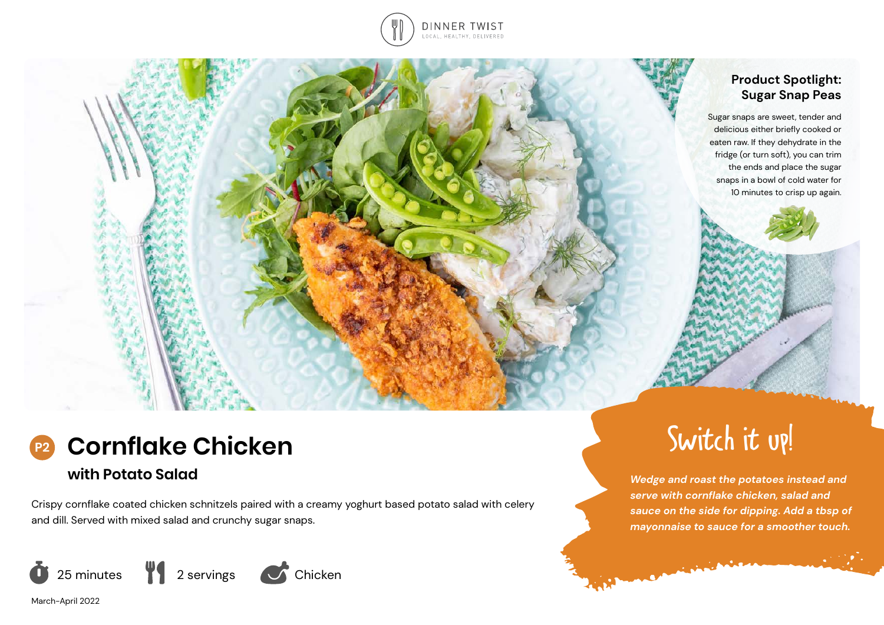DINNER TWIST

LOCAL, HEALTHY, DELIVERED

## Product Spotlight: Sugar Snap Peas

Sugar snaps are sweet, tender and delicious either briefly cooked or eaten raw. If they dehydrate in the fridge (or turn soft), you can trim the ends and place the sugar snaps in a bowl of cold water for 10 minutes to crisp up again.

# P2 Cornflake Chicken

## with Potato Salad

Crispy cornflake coated chicken schnitzels paired with a creamy yoghurt based potato salad with celery and dill. Served with mixed salad and crunchy sugar snaps.

25 minutes | 2 servings | Chicken

March-April 2022

## Switch it up!

***Wedge and roast the potatoes instead and serve with cornflake chicken, salad and sauce on the side for dipping. Add a tbsp of mayonnaise to sauce for a smoother touch.***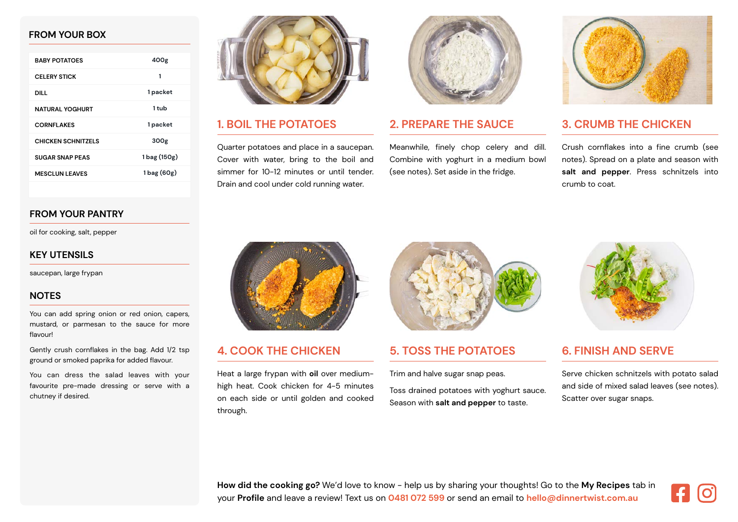## FROM YOUR BOX

| | |
|---|---|
| BABY POTATOES | 400g |
| CELERY STICK | 1 |
| DILL | 1 packet |
| NATURAL YOGHURT | 1 tub |
| CORNFLAKES | 1 packet |
| CHICKEN SCHNITZELS | 300g |
| SUGAR SNAP PEAS | 1 bag (150g) |
| MESCLUN LEAVES | 1 bag (60g) |

## FROM YOUR PANTRY

oil for cooking, salt, pepper

## KEY UTENSILS

saucepan, large frypan

## NOTES

You can add spring onion or red onion, capers, mustard, or parmesan to the sauce for more flavour!

Gently crush cornflakes in the bag. Add 1/2 tsp ground or smoked paprika for added flavour.

You can dress the salad leaves with your favourite pre-made dressing or serve with a chutney if desired.

## 1. BOIL THE POTATOES

Quarter potatoes and place in a saucepan. Cover with water, bring to the boil and simmer for 10-12 minutes or until tender. Drain and cool under cold running water.

## 2. PREPARE THE SAUCE

Meanwhile, finely chop celery and dill. Combine with yoghurt in a medium bowl (see notes). Set aside in the fridge.

## 3. CRUMB THE CHICKEN

Crush cornflakes into a fine crumb (see notes). Spread on a plate and season with **salt and pepper**. Press schnitzels into crumb to coat.

## 4. COOK THE CHICKEN

Heat a large frypan with **oil** over medium-high heat. Cook chicken for 4-5 minutes on each side or until golden and cooked through.

## 5. TOSS THE POTATOES

Trim and halve sugar snap peas.

Toss drained potatoes with yoghurt sauce. Season with **salt and pepper** to taste.

## 6. FINISH AND SERVE

Serve chicken schnitzels with potato salad and side of mixed salad leaves (see notes). Scatter over sugar snaps.

**How did the cooking go?** We'd love to know - help us by sharing your thoughts! Go to the **My Recipes** tab in your **Profile** and leave a review! Text us on 0481 072 599 or send an email to hello@dinnertwist.com.au